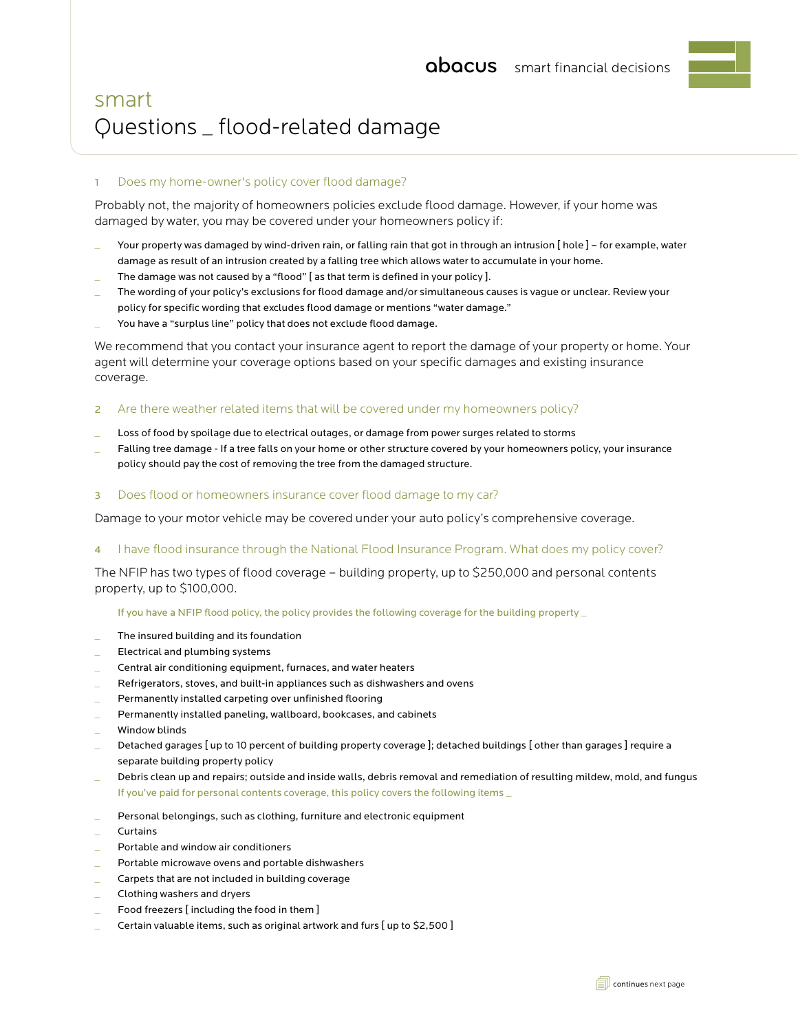abacus smart financial decisions

# smart
# Questions _ flood-related damage

## 1 Does my home-owner's policy cover flood damage?

Probably not, the majority of homeowners policies exclude flood damage. However, if your home was damaged by water, you may be covered under your homeowners policy if:

- Your property was damaged by wind-driven rain, or falling rain that got in through an intrusion [ hole ] – for example, water damage as result of an intrusion created by a falling tree which allows water to accumulate in your home.
- The damage was not caused by a "flood" [ as that term is defined in your policy ].
- The wording of your policy's exclusions for flood damage and/or simultaneous causes is vague or unclear. Review your policy for specific wording that excludes flood damage or mentions "water damage."
- You have a "surplus line" policy that does not exclude flood damage.

We recommend that you contact your insurance agent to report the damage of your property or home. Your agent will determine your coverage options based on your specific damages and existing insurance coverage.

## 2 Are there weather related items that will be covered under my homeowners policy?

- Loss of food by spoilage due to electrical outages, or damage from power surges related to storms
- Falling tree damage - If a tree falls on your home or other structure covered by your homeowners policy, your insurance policy should pay the cost of removing the tree from the damaged structure.

## 3 Does flood or homeowners insurance cover flood damage to my car?

Damage to your motor vehicle may be covered under your auto policy's comprehensive coverage.

## 4 I have flood insurance through the National Flood Insurance Program. What does my policy cover?

The NFIP has two types of flood coverage – building property, up to $250,000 and personal contents property, up to $100,000.

If you have a NFIP flood policy, the policy provides the following coverage for the building property _

- The insured building and its foundation
- Electrical and plumbing systems
- Central air conditioning equipment, furnaces, and water heaters
- Refrigerators, stoves, and built-in appliances such as dishwashers and ovens
- Permanently installed carpeting over unfinished flooring
- Permanently installed paneling, wallboard, bookcases, and cabinets
- Window blinds
- Detached garages [ up to 10 percent of building property coverage ]; detached buildings [ other than garages ] require a separate building property policy
- Debris clean up and repairs; outside and inside walls, debris removal and remediation of resulting mildew, mold, and fungus

If you've paid for personal contents coverage, this policy covers the following items _

- Personal belongings, such as clothing, furniture and electronic equipment
- Curtains
- Portable and window air conditioners
- Portable microwave ovens and portable dishwashers
- Carpets that are not included in building coverage
- Clothing washers and dryers
- Food freezers [ including the food in them ]
- Certain valuable items, such as original artwork and furs [ up to $2,500 ]

continues next page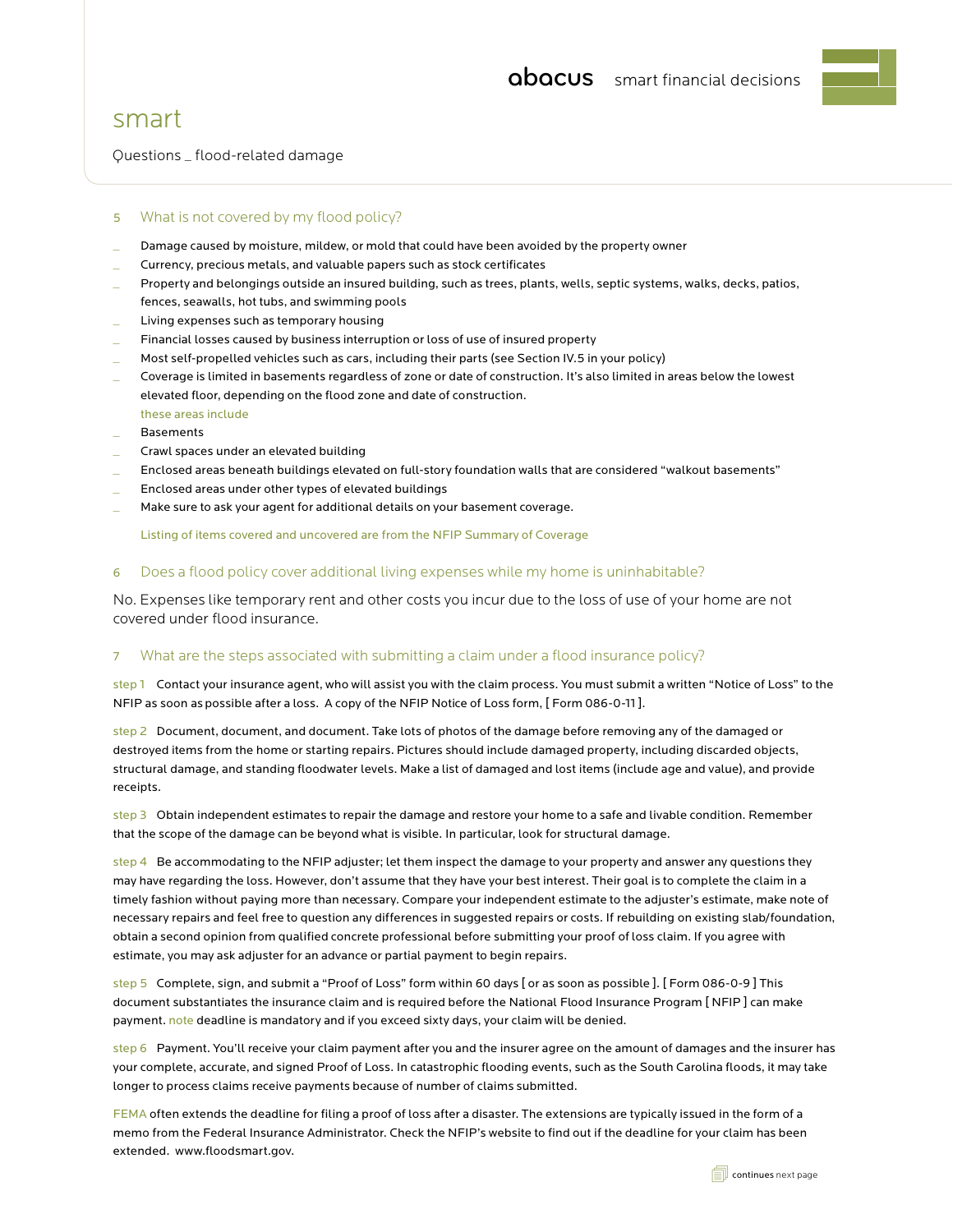## 5 What is not covered by my flood policy?

- Damage caused by moisture, mildew, or mold that could have been avoided by the property owner
- Currency, precious metals, and valuable papers such as stock certificates
- Property and belongings outside an insured building, such as trees, plants, wells, septic systems, walks, decks, patios, fences, seawalls, hot tubs, and swimming pools
- Living expenses such as temporary housing
- Financial losses caused by business interruption or loss of use of insured property
- Most self-propelled vehicles such as cars, including their parts (see Section IV.5 in your policy)
- Coverage is limited in basements regardless of zone or date of construction. It's also limited in areas below the lowest elevated floor, depending on the flood zone and date of construction.

  these areas include
- Basements
- Crawl spaces under an elevated building
- Enclosed areas beneath buildings elevated on full-story foundation walls that are considered "walkout basements"
- Enclosed areas under other types of elevated buildings
- Make sure to ask your agent for additional details on your basement coverage.

Listing of items covered and uncovered are from the NFIP Summary of Coverage

## 6 Does a flood policy cover additional living expenses while my home is uninhabitable?

No. Expenses like temporary rent and other costs you incur due to the loss of use of your home are not covered under flood insurance.

## 7 What are the steps associated with submitting a claim under a flood insurance policy?

step 1 Contact your insurance agent, who will assist you with the claim process. You must submit a written "Notice of Loss" to the NFIP as soon as possible after a loss. A copy of the NFIP Notice of Loss form, [ Form 086-0-11 ].

step 2 Document, document, and document. Take lots of photos of the damage before removing any of the damaged or destroyed items from the home or starting repairs. Pictures should include damaged property, including discarded objects, structural damage, and standing floodwater levels. Make a list of damaged and lost items (include age and value), and provide receipts.

step 3 Obtain independent estimates to repair the damage and restore your home to a safe and livable condition. Remember that the scope of the damage can be beyond what is visible. In particular, look for structural damage.

step 4 Be accommodating to the NFIP adjuster; let them inspect the damage to your property and answer any questions they may have regarding the loss. However, don't assume that they have your best interest. Their goal is to complete the claim in a timely fashion without paying more than necessary. Compare your independent estimate to the adjuster's estimate, make note of necessary repairs and feel free to question any differences in suggested repairs or costs. If rebuilding on existing slab/foundation, obtain a second opinion from qualified concrete professional before submitting your proof of loss claim. If you agree with estimate, you may ask adjuster for an advance or partial payment to begin repairs.

step 5 Complete, sign, and submit a "Proof of Loss" form within 60 days [ or as soon as possible ]. [ Form 086-0-9 ] This document substantiates the insurance claim and is required before the National Flood Insurance Program [ NFIP ] can make payment. note deadline is mandatory and if you exceed sixty days, your claim will be denied.

step 6 Payment. You'll receive your claim payment after you and the insurer agree on the amount of damages and the insurer has your complete, accurate, and signed Proof of Loss. In catastrophic flooding events, such as the South Carolina floods, it may take longer to process claims receive payments because of number of claims submitted.

FEMA often extends the deadline for filing a proof of loss after a disaster. The extensions are typically issued in the form of a memo from the Federal Insurance Administrator. Check the NFIP's website to find out if the deadline for your claim has been extended. www.floodsmart.gov.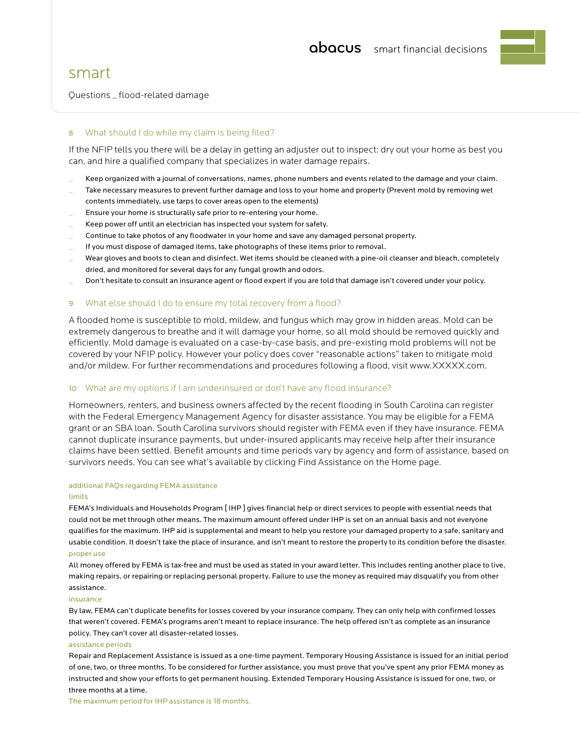# smart

Questions _ flood-related damage

### 8 What should I do while my claim is being filed?

If the NFIP tells you there will be a delay in getting an adjuster out to inspect: dry out your home as best you can, and hire a qualified company that specializes in water damage repairs.

- Keep organized with a journal of conversations, names, phone numbers and events related to the damage and your claim.
- Take necessary measures to prevent further damage and loss to your home and property (Prevent mold by removing wet contents immediately, use tarps to cover areas open to the elements)
- Ensure your home is structurally safe prior to re-entering your home.
- Keep power off until an electrician has inspected your system for safety.
- Continue to take photos of any floodwater in your home and save any damaged personal property.
- If you must dispose of damaged items, take photographs of these items prior to removal.
- Wear gloves and boots to clean and disinfect. Wet items should be cleaned with a pine-oil cleanser and bleach, completely dried, and monitored for several days for any fungal growth and odors.
- Don't hesitate to consult an insurance agent or flood expert if you are told that damage isn't covered under your policy.

### 9 What else should I do to ensure my total recovery from a flood?

A flooded home is susceptible to mold, mildew, and fungus which may grow in hidden areas. Mold can be extremely dangerous to breathe and it will damage your home, so all mold should be removed quickly and efficiently. Mold damage is evaluated on a case-by-case basis, and pre-existing mold problems will not be covered by your NFIP policy. However your policy does cover "reasonable actions" taken to mitigate mold and/or mildew. For further recommendations and procedures following a flood, visit www.XXXXX.com.

### 10 What are my options if I am underinsured or don't have any flood insurance?

Homeowners, renters, and business owners affected by the recent flooding in South Carolina can register with the Federal Emergency Management Agency for disaster assistance. You may be eligible for a FEMA grant or an SBA loan. South Carolina survivors should register with FEMA even if they have insurance. FEMA cannot duplicate insurance payments, but under-insured applicants may receive help after their insurance claims have been settled. Benefit amounts and time periods vary by agency and form of assistance, based on survivors needs. You can see what's available by clicking Find Assistance on the Home page.

#### additional FAQs regarding FEMA assistance

**limits**

FEMA's Individuals and Households Program [ IHP ] gives financial help or direct services to people with essential needs that could not be met through other means. The maximum amount offered under IHP is set on an annual basis and not everyone qualifies for the maximum. IHP aid is supplemental and meant to help you restore your damaged property to a safe, sanitary and usable condition. It doesn't take the place of insurance, and isn't meant to restore the property to its condition before the disaster.

**proper use**

All money offered by FEMA is tax-free and must be used as stated in your award letter. This includes renting another place to live, making repairs, or repairing or replacing personal property. Failure to use the money as required may disqualify you from other assistance.

**insurance**

By law, FEMA can't duplicate benefits for losses covered by your insurance company. They can only help with confirmed losses that weren't covered. FEMA's programs aren't meant to replace insurance. The help offered isn't as complete as an insurance policy. They can't cover all disaster-related losses.

**assistance periods**

Repair and Replacement Assistance is issued as a one-time payment. Temporary Housing Assistance is issued for an initial period of one, two, or three months. To be considered for further assistance, you must prove that you've spent any prior FEMA money as instructed and show your efforts to get permanent housing. Extended Temporary Housing Assistance is issued for one, two, or three months at a time.

The maximum period for IHP assistance is 18 months.